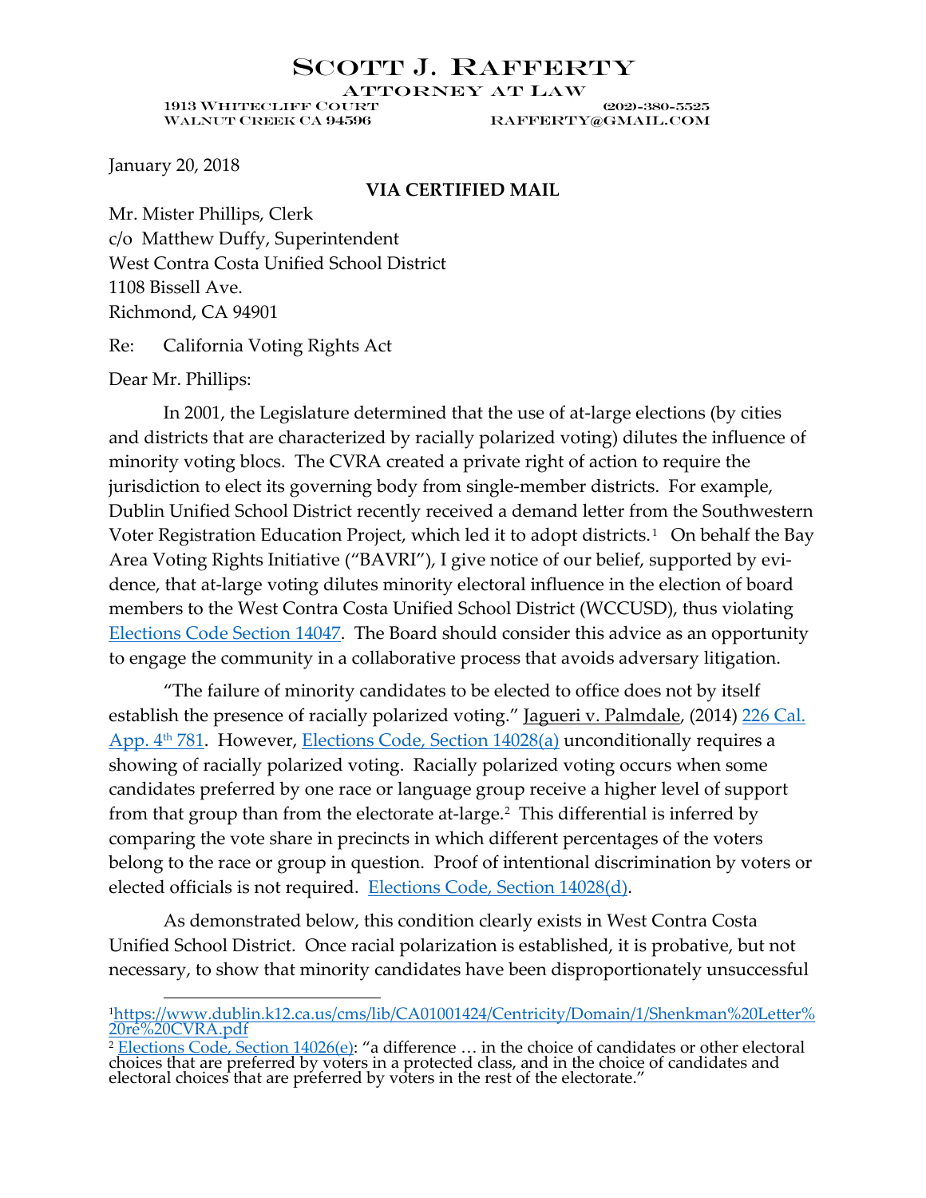# Scott J. Rafferty

Attorney at Law

1913 Whitecliff Court (202)-380-5525
Walnut Creek CA 94596 rafferty@gmail.com

January 20, 2018

**VIA CERTIFIED MAIL**

Mr. Mister Phillips, Clerk
c/o Matthew Duffy, Superintendent
West Contra Costa Unified School District
1108 Bissell Ave.
Richmond, CA 94901

Re: California Voting Rights Act

Dear Mr. Phillips:

In 2001, the Legislature determined that the use of at-large elections (by cities and districts that are characterized by racially polarized voting) dilutes the influence of minority voting blocs. The CVRA created a private right of action to require the jurisdiction to elect its governing body from single-member districts. For example, Dublin Unified School District recently received a demand letter from the Southwestern Voter Registration Education Project, which led it to adopt districts.[1] On behalf the Bay Area Voting Rights Initiative ("BAVRI"), I give notice of our belief, supported by evidence, that at-large voting dilutes minority electoral influence in the election of board members to the West Contra Costa Unified School District (WCCUSD), thus violating Elections Code Section 14047. The Board should consider this advice as an opportunity to engage the community in a collaborative process that avoids adversary litigation.

"The failure of minority candidates to be elected to office does not by itself establish the presence of racially polarized voting." Jagueri v. Palmdale, (2014) 226 Cal. App. 4th 781. However, Elections Code, Section 14028(a) unconditionally requires a showing of racially polarized voting. Racially polarized voting occurs when some candidates preferred by one race or language group receive a higher level of support from that group than from the electorate at-large.[2] This differential is inferred by comparing the vote share in precincts in which different percentages of the voters belong to the race or group in question. Proof of intentional discrimination by voters or elected officials is not required. Elections Code, Section 14028(d).

As demonstrated below, this condition clearly exists in West Contra Costa Unified School District. Once racial polarization is established, it is probative, but not necessary, to show that minority candidates have been disproportionately unsuccessful

---

[1] https://www.dublin.k12.ca.us/cms/lib/CA01001424/Centricity/Domain/1/Shenkman%20Letter%20re%20CVRA.pdf

[2] Elections Code, Section 14026(e): "a difference … in the choice of candidates or other electoral choices that are preferred by voters in a protected class, and in the choice of candidates and electoral choices that are preferred by voters in the rest of the electorate."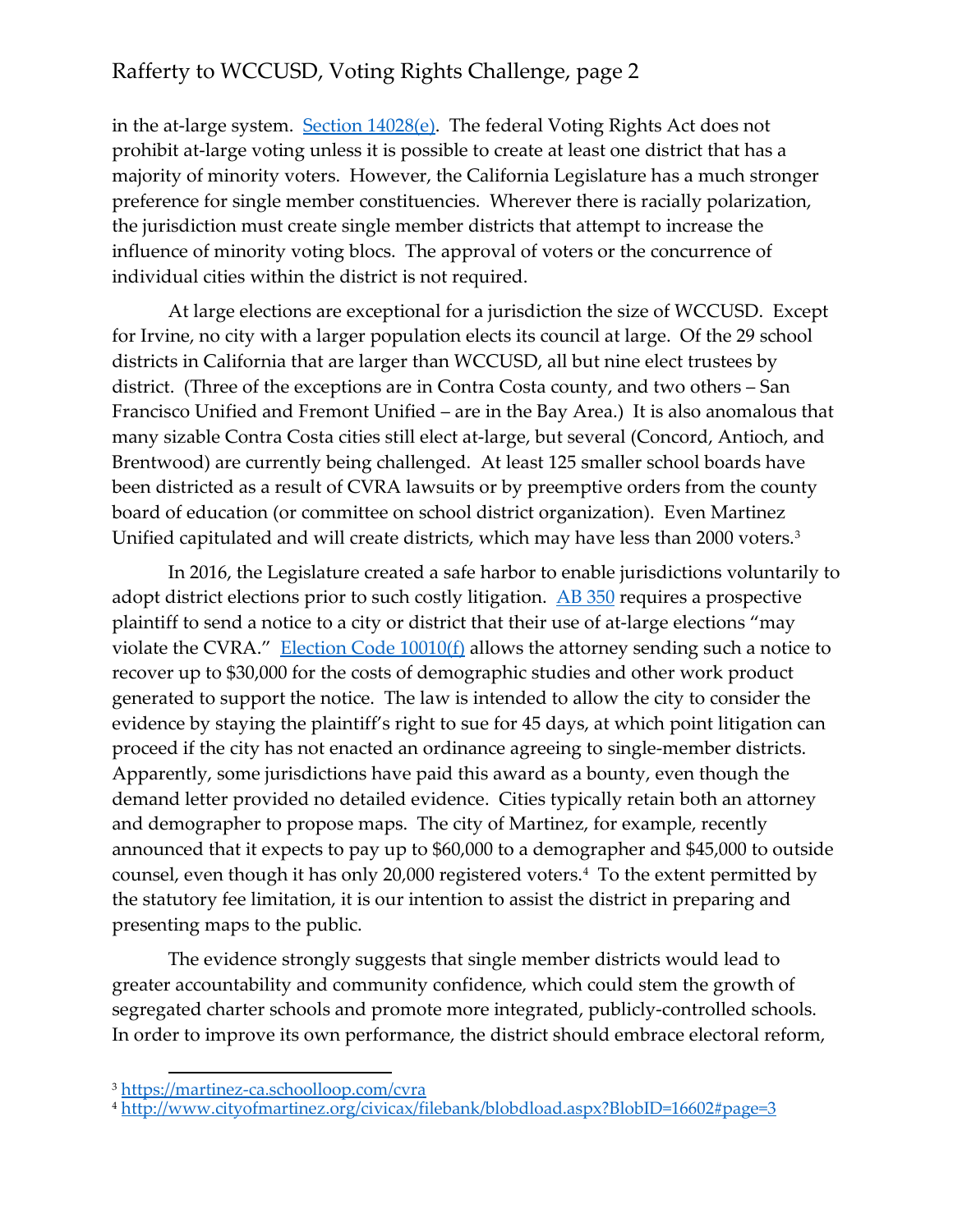in the at-large system. [Section 14028(e)](). The federal Voting Rights Act does not prohibit at-large voting unless it is possible to create at least one district that has a majority of minority voters. However, the California Legislature has a much stronger preference for single member constituencies. Wherever there is racially polarization, the jurisdiction must create single member districts that attempt to increase the influence of minority voting blocs. The approval of voters or the concurrence of individual cities within the district is not required.

At large elections are exceptional for a jurisdiction the size of WCCUSD. Except for Irvine, no city with a larger population elects its council at large. Of the 29 school districts in California that are larger than WCCUSD, all but nine elect trustees by district. (Three of the exceptions are in Contra Costa county, and two others – San Francisco Unified and Fremont Unified – are in the Bay Area.) It is also anomalous that many sizable Contra Costa cities still elect at-large, but several (Concord, Antioch, and Brentwood) are currently being challenged. At least 125 smaller school boards have been districted as a result of CVRA lawsuits or by preemptive orders from the county board of education (or committee on school district organization). Even Martinez Unified capitulated and will create districts, which may have less than 2000 voters.[3]

In 2016, the Legislature created a safe harbor to enable jurisdictions voluntarily to adopt district elections prior to such costly litigation. [AB 350]() requires a prospective plaintiff to send a notice to a city or district that their use of at-large elections "may violate the CVRA." [Election Code 10010(f)]() allows the attorney sending such a notice to recover up to $30,000 for the costs of demographic studies and other work product generated to support the notice. The law is intended to allow the city to consider the evidence by staying the plaintiff's right to sue for 45 days, at which point litigation can proceed if the city has not enacted an ordinance agreeing to single-member districts. Apparently, some jurisdictions have paid this award as a bounty, even though the demand letter provided no detailed evidence. Cities typically retain both an attorney and demographer to propose maps. The city of Martinez, for example, recently announced that it expects to pay up to $60,000 to a demographer and $45,000 to outside counsel, even though it has only 20,000 registered voters.[4] To the extent permitted by the statutory fee limitation, it is our intention to assist the district in preparing and presenting maps to the public.

The evidence strongly suggests that single member districts would lead to greater accountability and community confidence, which could stem the growth of segregated charter schools and promote more integrated, publicly-controlled schools. In order to improve its own performance, the district should embrace electoral reform,

---

[3] https://martinez-ca.schoolloop.com/cvra

[4] http://www.cityofmartinez.org/civicax/filebank/blobdload.aspx?BlobID=16602#page=3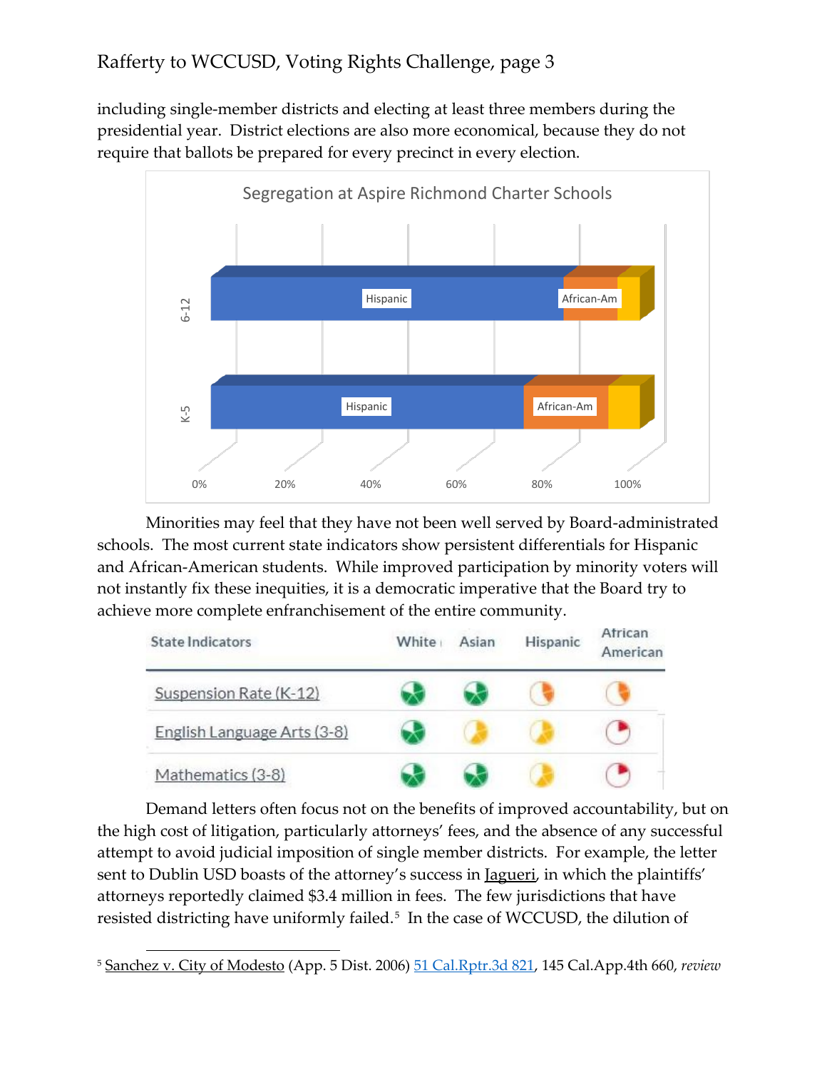including single-member districts and electing at least three members during the presidential year. District elections are also more economical, because they do not require that ballots be prepared for every precinct in every election.

Minorities may feel that they have not been well served by Board-administrated schools. The most current state indicators show persistent differentials for Hispanic and African-American students. While improved participation by minority voters will not instantly fix these inequities, it is a democratic imperative that the Board try to achieve more complete enfranchisement of the entire community.

Demand letters often focus not on the benefits of improved accountability, but on the high cost of litigation, particularly attorneys' fees, and the absence of any successful attempt to avoid judicial imposition of single member districts. For example, the letter sent to Dublin USD boasts of the attorney's success in Jagueri, in which the plaintiffs' attorneys reportedly claimed \$3.4 million in fees. The few jurisdictions that have resisted districting have uniformly failed.[5] In the case of WCCUSD, the dilution of

[5] Sanchez v. City of Modesto (App. 5 Dist. 2006) 51 Cal.Rptr.3d 821, 145 Cal.App.4th 660, *review*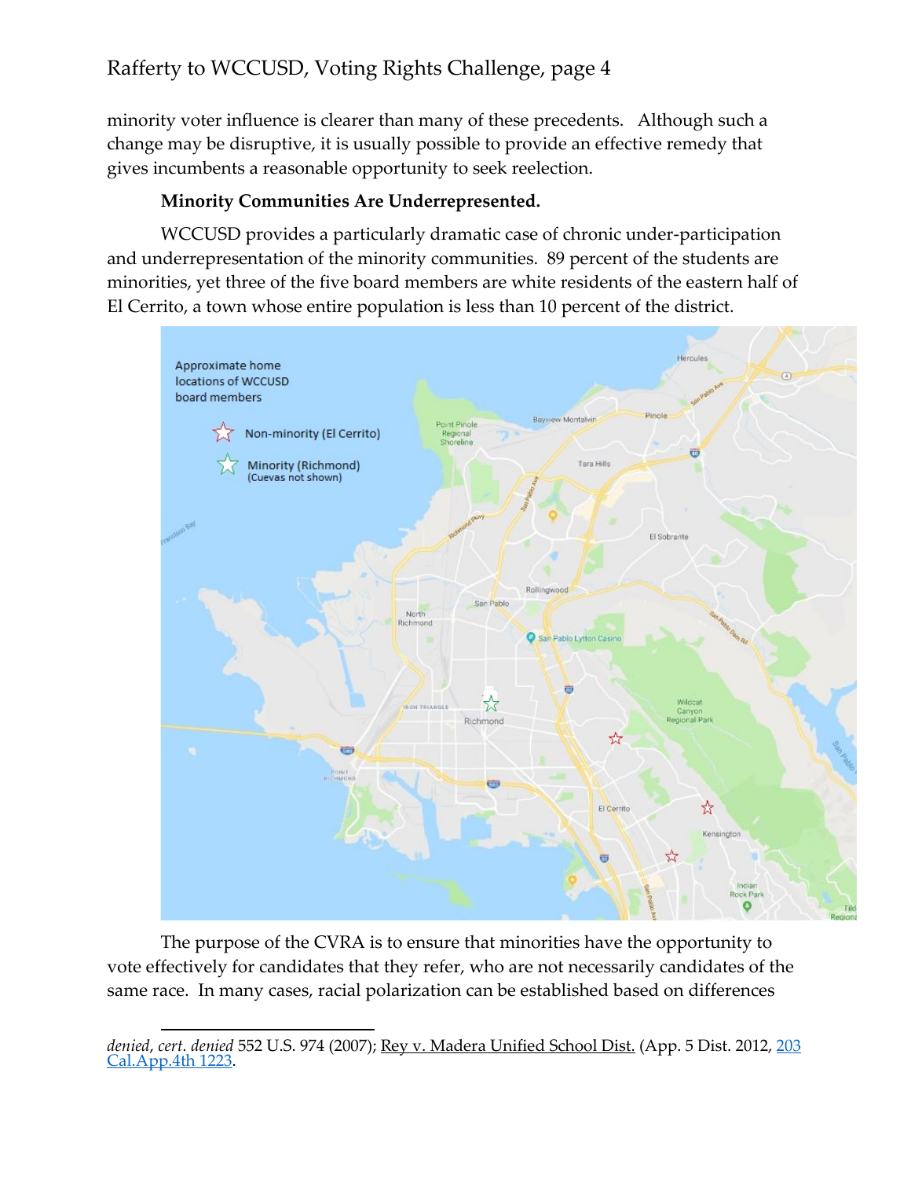minority voter influence is clearer than many of these precedents. Although such a change may be disruptive, it is usually possible to provide an effective remedy that gives incumbents a reasonable opportunity to seek reelection.

**Minority Communities Are Underrepresented.**

WCCUSD provides a particularly dramatic case of chronic under-participation and underrepresentation of the minority communities. 89 percent of the students are minorities, yet three of the five board members are white residents of the eastern half of El Cerrito, a town whose entire population is less than 10 percent of the district.

The purpose of the CVRA is to ensure that minorities have the opportunity to vote effectively for candidates that they refer, who are not necessarily candidates of the same race. In many cases, racial polarization can be established based on differences

---

*denied*, *cert. denied* 552 U.S. 974 (2007); Rey v. Madera Unified School Dist. (App. 5 Dist. 2012, 203 Cal.App.4th 1223.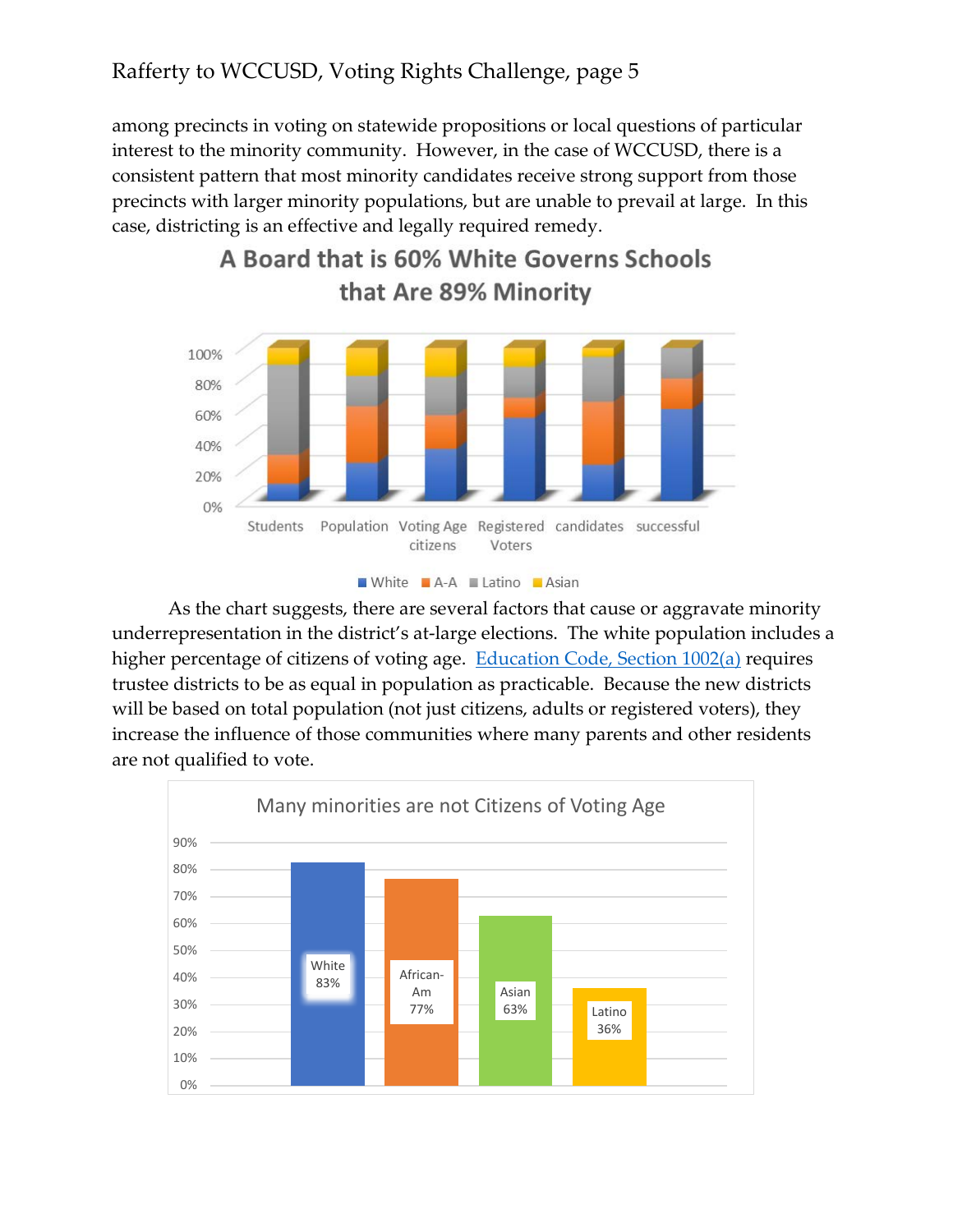among precincts in voting on statewide propositions or local questions of particular interest to the minority community. However, in the case of WCCUSD, there is a consistent pattern that most minority candidates receive strong support from those precincts with larger minority populations, but are unable to prevail at large. In this case, districting is an effective and legally required remedy.

**A Board that is 60% White Governs Schools that Are 89% Minority**

Students | Population | Voting Age citizens | Registered Voters | candidates | successful

White | A-A | Latino | Asian

As the chart suggests, there are several factors that cause or aggravate minority underrepresentation in the district's at-large elections. The white population includes a higher percentage of citizens of voting age. [Education Code, Section 1002(a)](#) requires trustee districts to be as equal in population as practicable. Because the new districts will be based on total population (not just citizens, adults or registered voters), they increase the influence of those communities where many parents and other residents are not qualified to vote.

**Many minorities are not Citizens of Voting Age**

| Group | Percent |
|---|---|
| White | 83% |
| African-Am | 77% |
| Asian | 63% |
| Latino | 36% |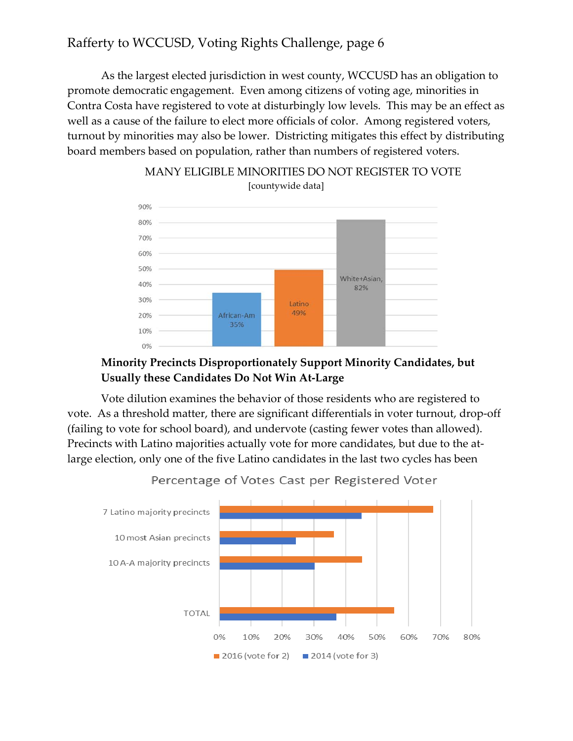As the largest elected jurisdiction in west county, WCCUSD has an obligation to promote democratic engagement. Even among citizens of voting age, minorities in Contra Costa have registered to vote at disturbingly low levels. This may be an effect as well as a cause of the failure to elect more officials of color. Among registered voters, turnout by minorities may also be lower. Districting mitigates this effect by distributing board members based on population, rather than numbers of registered voters.

MANY ELIGIBLE MINORITIES DO NOT REGISTER TO VOTE

[countywide data]

| Group | Percentage |
|---|---|
| African-Am | 35% |
| Latino | 49% |
| White+Asian | 82% |

**Minority Precincts Disproportionately Support Minority Candidates, but Usually these Candidates Do Not Win At-Large**

Vote dilution examines the behavior of those residents who are registered to vote. As a threshold matter, there are significant differentials in voter turnout, drop-off (failing to vote for school board), and undervote (casting fewer votes than allowed). Precincts with Latino majorities actually vote for more candidates, but due to the at-large election, only one of the five Latino candidates in the last two cycles has been

Percentage of Votes Cast per Registered Voter

| | 2016 (vote for 2) | 2014 (vote for 3) |
|---|---|---|
| 7 Latino majority precincts | ~68% | ~45% |
| 10 most Asian precincts | ~36% | ~24% |
| 10 A-A majority precincts | ~45% | ~30% |
| TOTAL | ~55% | ~37% |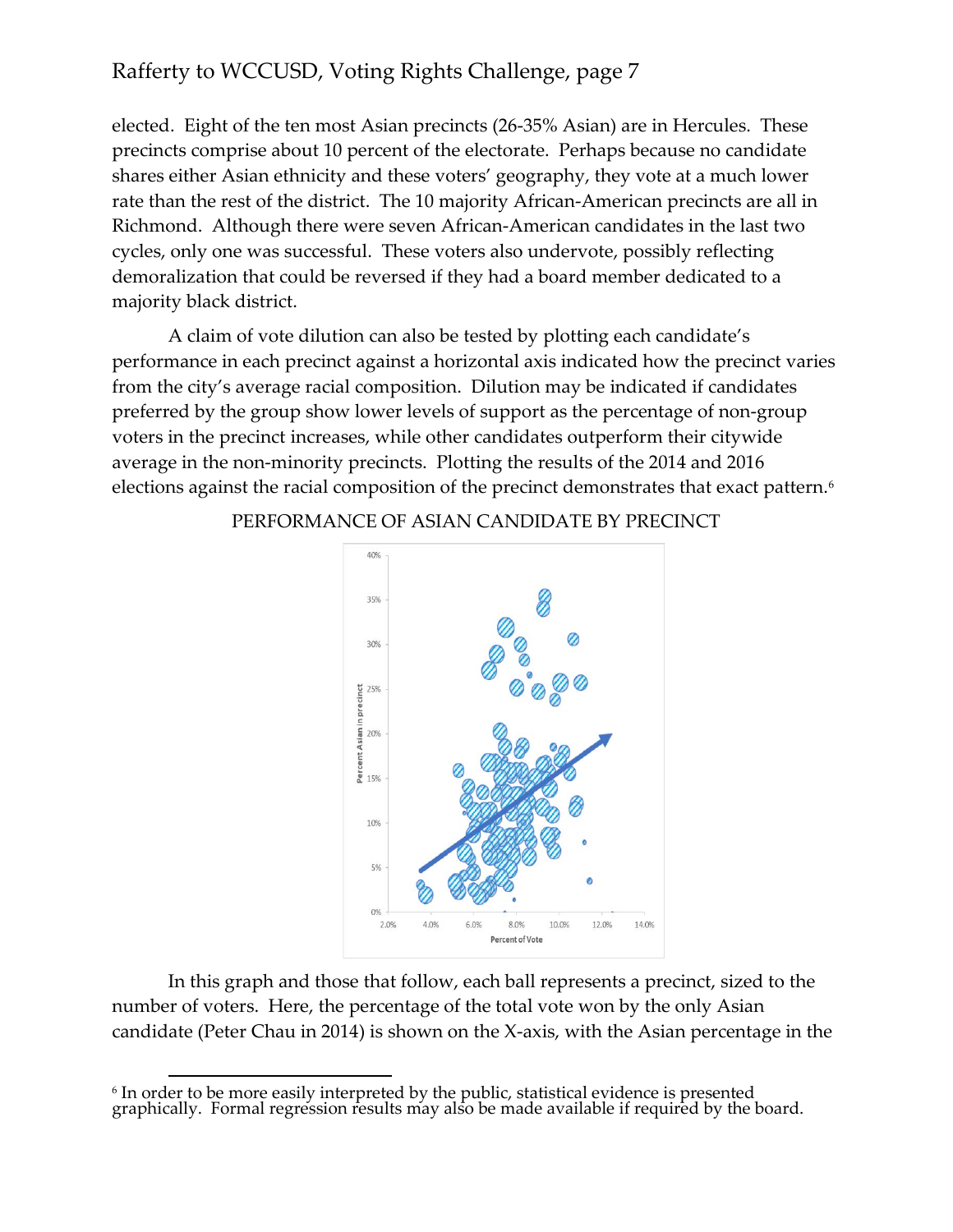elected. Eight of the ten most Asian precincts (26-35% Asian) are in Hercules. These precincts comprise about 10 percent of the electorate. Perhaps because no candidate shares either Asian ethnicity and these voters' geography, they vote at a much lower rate than the rest of the district. The 10 majority African-American precincts are all in Richmond. Although there were seven African-American candidates in the last two cycles, only one was successful. These voters also undervote, possibly reflecting demoralization that could be reversed if they had a board member dedicated to a majority black district.

A claim of vote dilution can also be tested by plotting each candidate's performance in each precinct against a horizontal axis indicated how the precinct varies from the city's average racial composition. Dilution may be indicated if candidates preferred by the group show lower levels of support as the percentage of non-group voters in the precinct increases, while other candidates outperform their citywide average in the non-minority precincts. Plotting the results of the 2014 and 2016 elections against the racial composition of the precinct demonstrates that exact pattern.[6]

PERFORMANCE OF ASIAN CANDIDATE BY PRECINCT

In this graph and those that follow, each ball represents a precinct, sized to the number of voters. Here, the percentage of the total vote won by the only Asian candidate (Peter Chau in 2014) is shown on the X-axis, with the Asian percentage in the

[6] In order to be more easily interpreted by the public, statistical evidence is presented graphically. Formal regression results may also be made available if required by the board.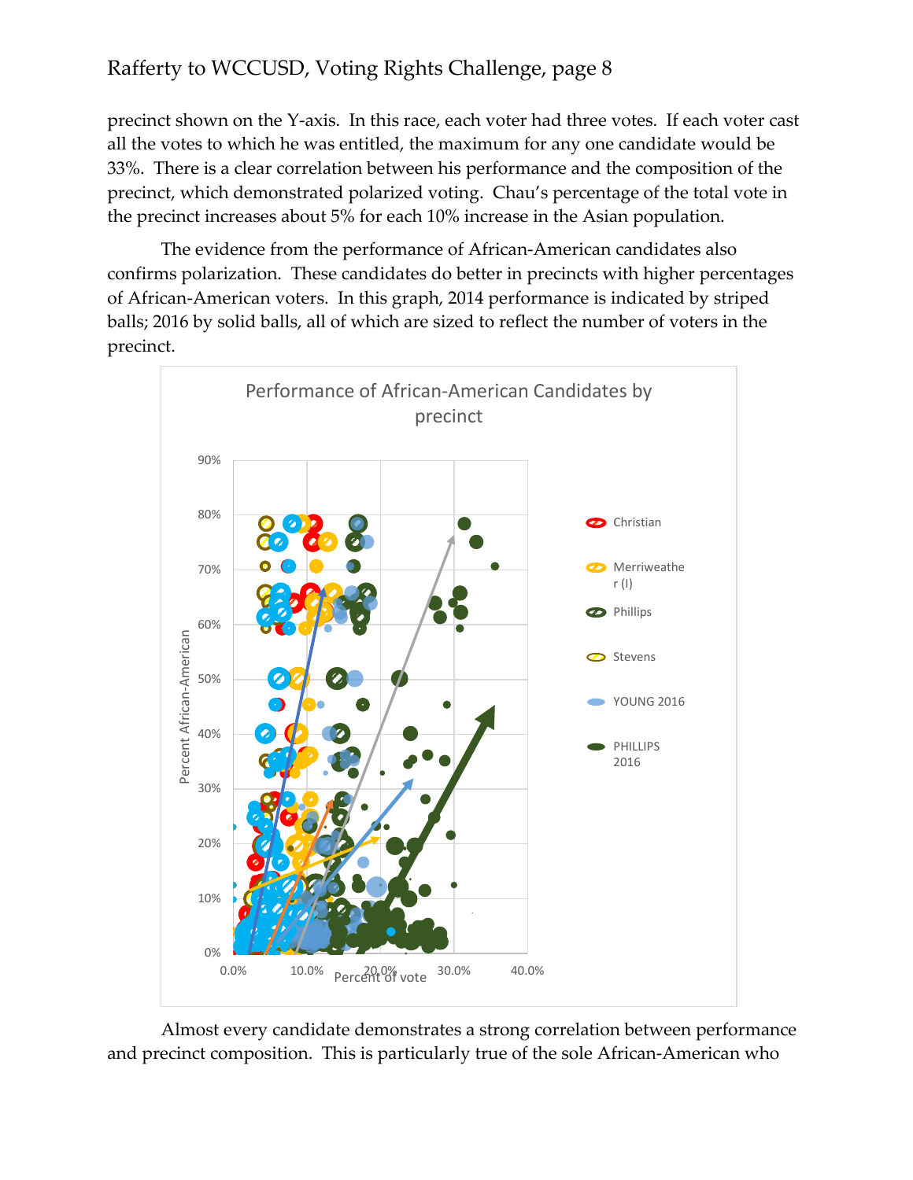precinct shown on the Y-axis. In this race, each voter had three votes. If each voter cast all the votes to which he was entitled, the maximum for any one candidate would be 33%. There is a clear correlation between his performance and the composition of the precinct, which demonstrated polarized voting. Chau's percentage of the total vote in the precinct increases about 5% for each 10% increase in the Asian population.

The evidence from the performance of African-American candidates also confirms polarization. These candidates do better in precincts with higher percentages of African-American voters. In this graph, 2014 performance is indicated by striped balls; 2016 by solid balls, all of which are sized to reflect the number of voters in the precinct.

**Performance of African-American Candidates by precinct**

(Chart: Y-axis "Percent African-American" 0%–90%; X-axis "Percent of vote" 0.0%–40.0%. Legend: Christian, Merriweather (I), Phillips, Stevens, YOUNG 2016, PHILLIPS 2016)

Almost every candidate demonstrates a strong correlation between performance and precinct composition. This is particularly true of the sole African-American who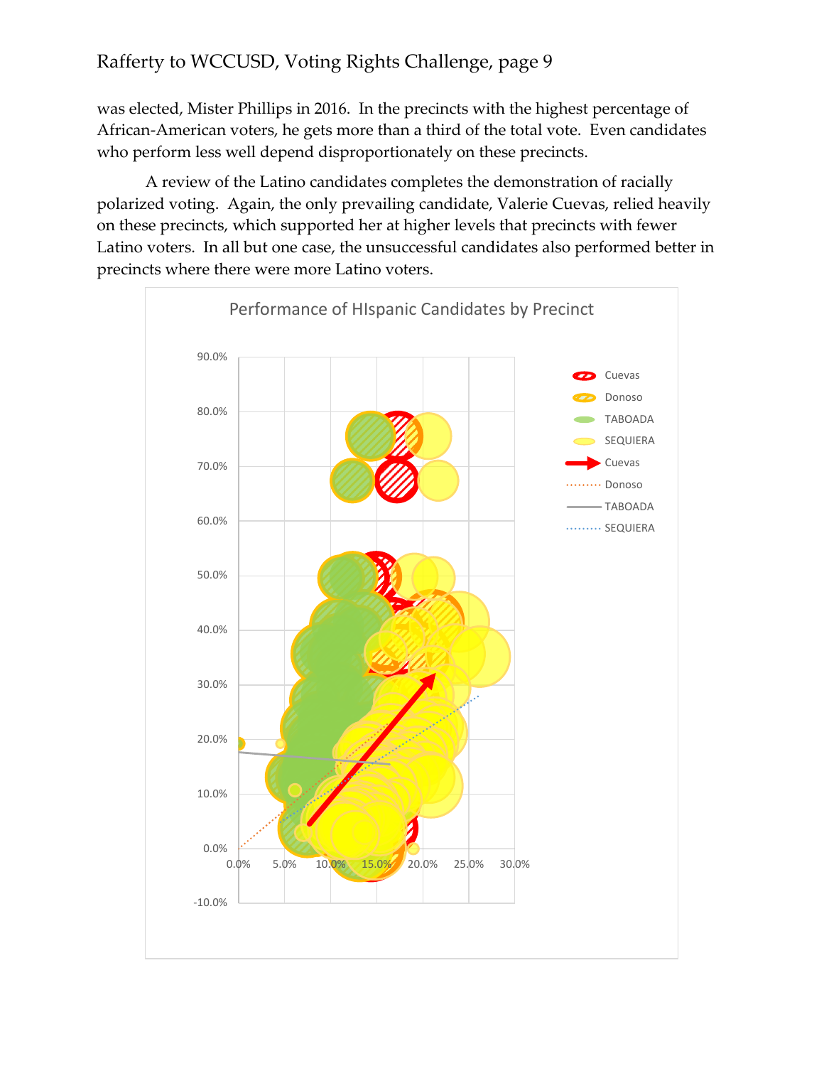was elected, Mister Phillips in 2016. In the precincts with the highest percentage of African-American voters, he gets more than a third of the total vote. Even candidates who perform less well depend disproportionately on these precincts.

A review of the Latino candidates completes the demonstration of racially polarized voting. Again, the only prevailing candidate, Valerie Cuevas, relied heavily on these precincts, which supported her at higher levels that precincts with fewer Latino voters. In all but one case, the unsuccessful candidates also performed better in precincts where there were more Latino voters.

Performance of HIspanic Candidates by Precinct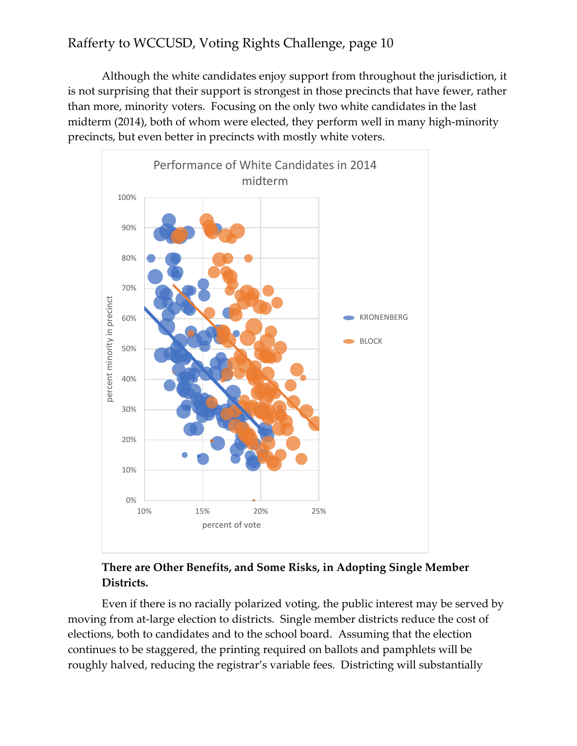Although the white candidates enjoy support from throughout the jurisdiction, it is not surprising that their support is strongest in those precincts that have fewer, rather than more, minority voters. Focusing on the only two white candidates in the last midterm (2014), both of whom were elected, they perform well in many high-minority precincts, but even better in precincts with mostly white voters.

**There are Other Benefits, and Some Risks, in Adopting Single Member Districts.**

Even if there is no racially polarized voting, the public interest may be served by moving from at-large election to districts. Single member districts reduce the cost of elections, both to candidates and to the school board. Assuming that the election continues to be staggered, the printing required on ballots and pamphlets will be roughly halved, reducing the registrar's variable fees. Districting will substantially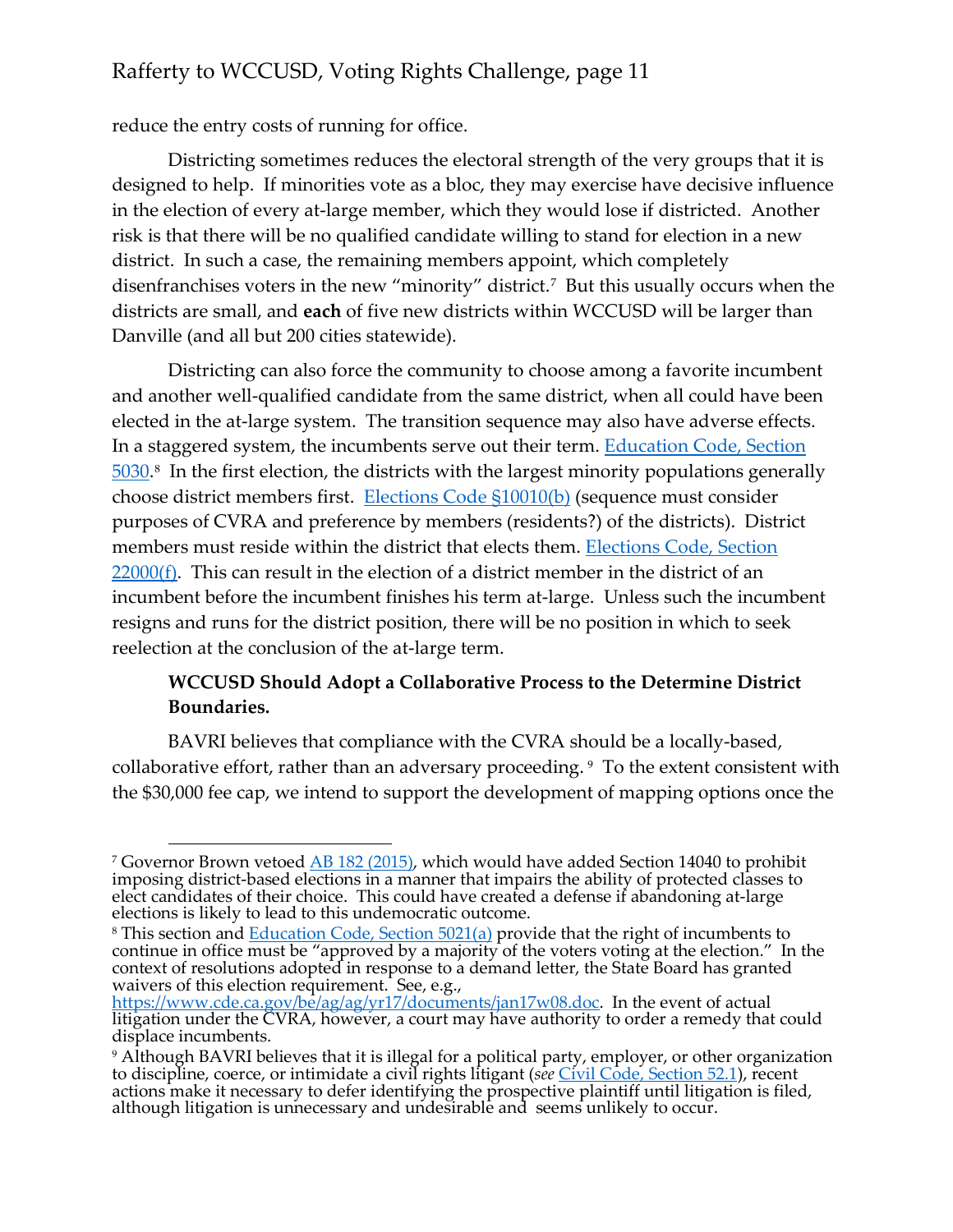reduce the entry costs of running for office.

Districting sometimes reduces the electoral strength of the very groups that it is designed to help. If minorities vote as a bloc, they may exercise have decisive influence in the election of every at-large member, which they would lose if districted. Another risk is that there will be no qualified candidate willing to stand for election in a new district. In such a case, the remaining members appoint, which completely disenfranchises voters in the new "minority" district.[7] But this usually occurs when the districts are small, and **each** of five new districts within WCCUSD will be larger than Danville (and all but 200 cities statewide).

Districting can also force the community to choose among a favorite incumbent and another well-qualified candidate from the same district, when all could have been elected in the at-large system. The transition sequence may also have adverse effects. In a staggered system, the incumbents serve out their term. Education Code, Section 5030.[8] In the first election, the districts with the largest minority populations generally choose district members first. Elections Code §10010(b) (sequence must consider purposes of CVRA and preference by members (residents?) of the districts). District members must reside within the district that elects them. Elections Code, Section 22000(f). This can result in the election of a district member in the district of an incumbent before the incumbent finishes his term at-large. Unless such the incumbent resigns and runs for the district position, there will be no position in which to seek reelection at the conclusion of the at-large term.

**WCCUSD Should Adopt a Collaborative Process to the Determine District Boundaries.**

BAVRI believes that compliance with the CVRA should be a locally-based, collaborative effort, rather than an adversary proceeding.[9] To the extent consistent with the $30,000 fee cap, we intend to support the development of mapping options once the

[7] Governor Brown vetoed AB 182 (2015), which would have added Section 14040 to prohibit imposing district-based elections in a manner that impairs the ability of protected classes to elect candidates of their choice. This could have created a defense if abandoning at-large elections is likely to lead to this undemocratic outcome.

[8] This section and Education Code, Section 5021(a) provide that the right of incumbents to continue in office must be "approved by a majority of the voters voting at the election." In the context of resolutions adopted in response to a demand letter, the State Board has granted waivers of this election requirement. See, e.g., https://www.cde.ca.gov/be/ag/ag/yr17/documents/jan17w08.doc. In the event of actual litigation under the CVRA, however, a court may have authority to order a remedy that could displace incumbents.

[9] Although BAVRI believes that it is illegal for a political party, employer, or other organization to discipline, coerce, or intimidate a civil rights litigant (*see* Civil Code, Section 52.1), recent actions make it necessary to defer identifying the prospective plaintiff until litigation is filed, although litigation is unnecessary and undesirable and seems unlikely to occur.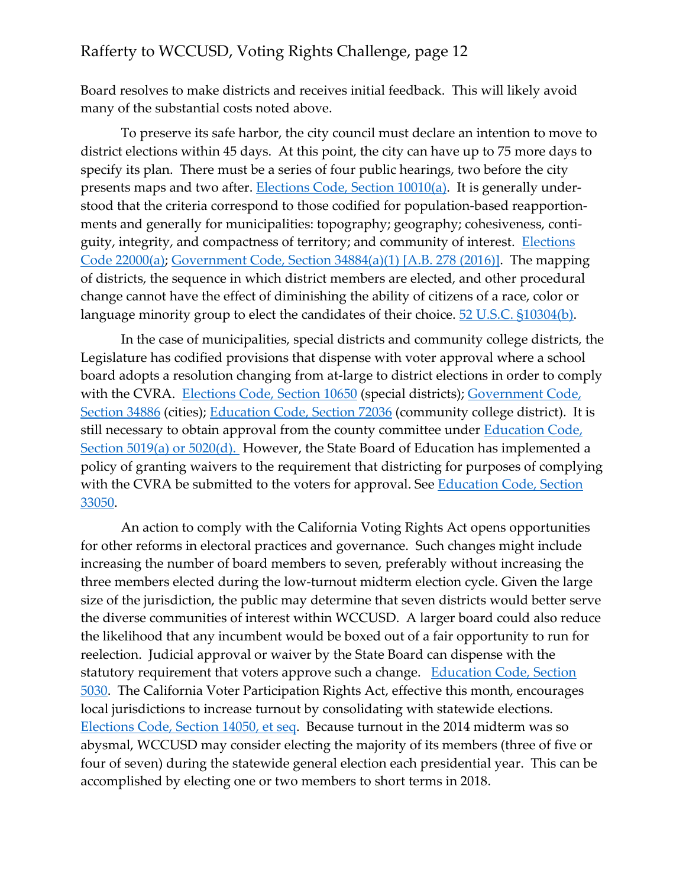Board resolves to make districts and receives initial feedback. This will likely avoid many of the substantial costs noted above.

To preserve its safe harbor, the city council must declare an intention to move to district elections within 45 days. At this point, the city can have up to 75 more days to specify its plan. There must be a series of four public hearings, two before the city presents maps and two after. [Elections Code, Section 10010(a)](). It is generally understood that the criteria correspond to those codified for population-based reapportionments and generally for municipalities: topography; geography; cohesiveness, contiguity, integrity, and compactness of territory; and community of interest. [Elections Code 22000(a)](); [Government Code, Section 34884(a)(1) [A.B. 278 (2016)]](). The mapping of districts, the sequence in which district members are elected, and other procedural change cannot have the effect of diminishing the ability of citizens of a race, color or language minority group to elect the candidates of their choice. [52 U.S.C. §10304(b)]().

In the case of municipalities, special districts and community college districts, the Legislature has codified provisions that dispense with voter approval where a school board adopts a resolution changing from at-large to district elections in order to comply with the CVRA. [Elections Code, Section 10650]() (special districts); [Government Code, Section 34886]() (cities); [Education Code, Section 72036]() (community college district). It is still necessary to obtain approval from the county committee under [Education Code, Section 5019(a) or 5020(d).]() However, the State Board of Education has implemented a policy of granting waivers to the requirement that districting for purposes of complying with the CVRA be submitted to the voters for approval. See [Education Code, Section 33050]().

An action to comply with the California Voting Rights Act opens opportunities for other reforms in electoral practices and governance. Such changes might include increasing the number of board members to seven, preferably without increasing the three members elected during the low-turnout midterm election cycle. Given the large size of the jurisdiction, the public may determine that seven districts would better serve the diverse communities of interest within WCCUSD. A larger board could also reduce the likelihood that any incumbent would be boxed out of a fair opportunity to run for reelection. Judicial approval or waiver by the State Board can dispense with the statutory requirement that voters approve such a change. [Education Code, Section 5030](). The California Voter Participation Rights Act, effective this month, encourages local jurisdictions to increase turnout by consolidating with statewide elections. [Elections Code, Section 14050, et seq](). Because turnout in the 2014 midterm was so abysmal, WCCUSD may consider electing the majority of its members (three of five or four of seven) during the statewide general election each presidential year. This can be accomplished by electing one or two members to short terms in 2018.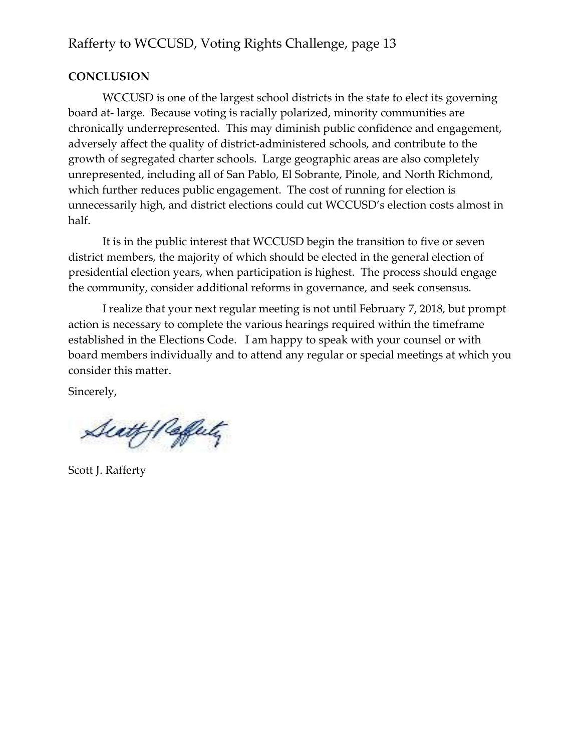**CONCLUSION**

WCCUSD is one of the largest school districts in the state to elect its governing board at- large. Because voting is racially polarized, minority communities are chronically underrepresented. This may diminish public confidence and engagement, adversely affect the quality of district-administered schools, and contribute to the growth of segregated charter schools. Large geographic areas are also completely unrepresented, including all of San Pablo, El Sobrante, Pinole, and North Richmond, which further reduces public engagement. The cost of running for election is unnecessarily high, and district elections could cut WCCUSD's election costs almost in half.

It is in the public interest that WCCUSD begin the transition to five or seven district members, the majority of which should be elected in the general election of presidential election years, when participation is highest. The process should engage the community, consider additional reforms in governance, and seek consensus.

I realize that your next regular meeting is not until February 7, 2018, but prompt action is necessary to complete the various hearings required within the timeframe established in the Elections Code. I am happy to speak with your counsel or with board members individually and to attend any regular or special meetings at which you consider this matter.

Sincerely,

Scott J. Rafferty